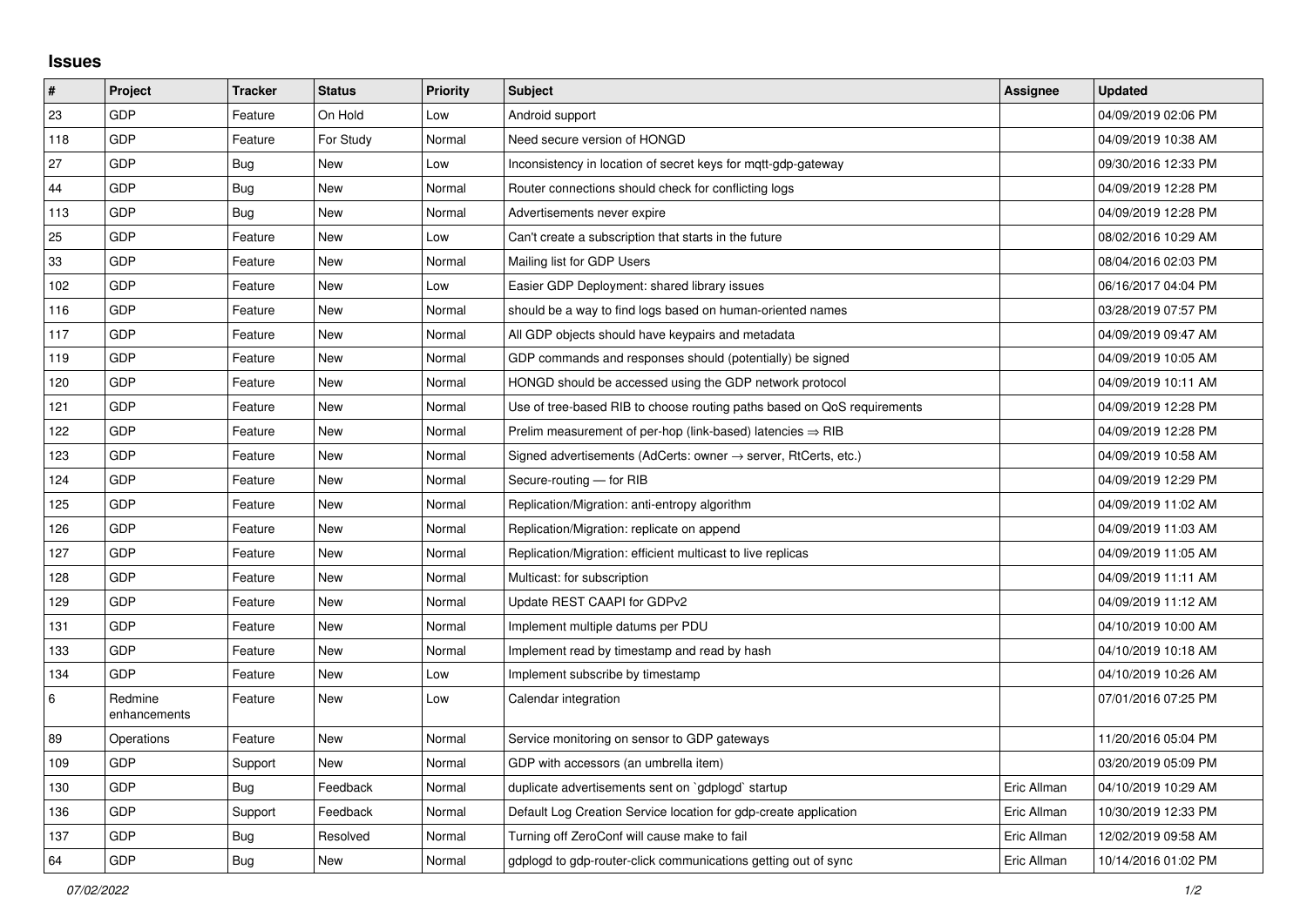## Issues

| # | Project | Tracker | Status | Priority | Subject | Assignee | Updated |
|---|---|---|---|---|---|---|---|
| 23 | GDP | Feature | On Hold | Low | Android support | | 04/09/2019 02:06 PM |
| 118 | GDP | Feature | For Study | Normal | Need secure version of HONGD | | 04/09/2019 10:38 AM |
| 27 | GDP | Bug | New | Low | Inconsistency in location of secret keys for mqtt-gdp-gateway | | 09/30/2016 12:33 PM |
| 44 | GDP | Bug | New | Normal | Router connections should check for conflicting logs | | 04/09/2019 12:28 PM |
| 113 | GDP | Bug | New | Normal | Advertisements never expire | | 04/09/2019 12:28 PM |
| 25 | GDP | Feature | New | Low | Can't create a subscription that starts in the future | | 08/02/2016 10:29 AM |
| 33 | GDP | Feature | New | Normal | Mailing list for GDP Users | | 08/04/2016 02:03 PM |
| 102 | GDP | Feature | New | Low | Easier GDP Deployment: shared library issues | | 06/16/2017 04:04 PM |
| 116 | GDP | Feature | New | Normal | should be a way to find logs based on human-oriented names | | 03/28/2019 07:57 PM |
| 117 | GDP | Feature | New | Normal | All GDP objects should have keypairs and metadata | | 04/09/2019 09:47 AM |
| 119 | GDP | Feature | New | Normal | GDP commands and responses should (potentially) be signed | | 04/09/2019 10:05 AM |
| 120 | GDP | Feature | New | Normal | HONGD should be accessed using the GDP network protocol | | 04/09/2019 10:11 AM |
| 121 | GDP | Feature | New | Normal | Use of tree-based RIB to choose routing paths based on QoS requirements | | 04/09/2019 12:28 PM |
| 122 | GDP | Feature | New | Normal | Prelim measurement of per-hop (link-based) latencies ⇒ RIB | | 04/09/2019 12:28 PM |
| 123 | GDP | Feature | New | Normal | Signed advertisements (AdCerts: owner → server, RtCerts, etc.) | | 04/09/2019 10:58 AM |
| 124 | GDP | Feature | New | Normal | Secure-routing — for RIB | | 04/09/2019 12:29 PM |
| 125 | GDP | Feature | New | Normal | Replication/Migration: anti-entropy algorithm | | 04/09/2019 11:02 AM |
| 126 | GDP | Feature | New | Normal | Replication/Migration: replicate on append | | 04/09/2019 11:03 AM |
| 127 | GDP | Feature | New | Normal | Replication/Migration: efficient multicast to live replicas | | 04/09/2019 11:05 AM |
| 128 | GDP | Feature | New | Normal | Multicast: for subscription | | 04/09/2019 11:11 AM |
| 129 | GDP | Feature | New | Normal | Update REST CAAPI for GDPv2 | | 04/09/2019 11:12 AM |
| 131 | GDP | Feature | New | Normal | Implement multiple datums per PDU | | 04/10/2019 10:00 AM |
| 133 | GDP | Feature | New | Normal | Implement read by timestamp and read by hash | | 04/10/2019 10:18 AM |
| 134 | GDP | Feature | New | Low | Implement subscribe by timestamp | | 04/10/2019 10:26 AM |
| 6 | Redmine enhancements | Feature | New | Low | Calendar integration | | 07/01/2016 07:25 PM |
| 89 | Operations | Feature | New | Normal | Service monitoring on sensor to GDP gateways | | 11/20/2016 05:04 PM |
| 109 | GDP | Support | New | Normal | GDP with accessors (an umbrella item) | | 03/20/2019 05:09 PM |
| 130 | GDP | Bug | Feedback | Normal | duplicate advertisements sent on `gdplogd` startup | Eric Allman | 04/10/2019 10:29 AM |
| 136 | GDP | Support | Feedback | Normal | Default Log Creation Service location for gdp-create application | Eric Allman | 10/30/2019 12:33 PM |
| 137 | GDP | Bug | Resolved | Normal | Turning off ZeroConf will cause make to fail | Eric Allman | 12/02/2019 09:58 AM |
| 64 | GDP | Bug | New | Normal | gdplogd to gdp-router-click communications getting out of sync | Eric Allman | 10/14/2016 01:02 PM |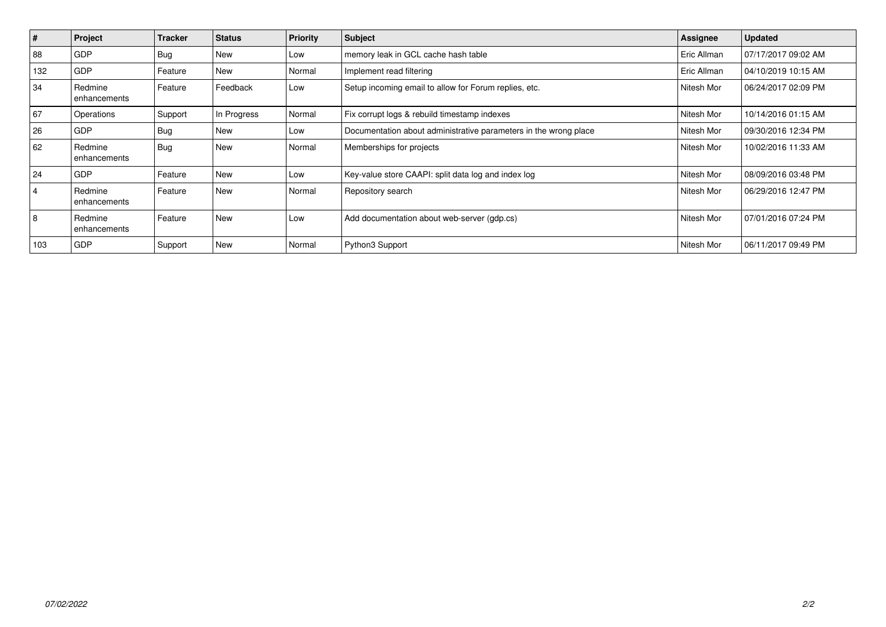| # | Project | Tracker | Status | Priority | Subject | Assignee | Updated |
| --- | --- | --- | --- | --- | --- | --- | --- |
| 88 | GDP | Bug | New | Low | memory leak in GCL cache hash table | Eric Allman | 07/17/2017 09:02 AM |
| 132 | GDP | Feature | New | Normal | Implement read filtering | Eric Allman | 04/10/2019 10:15 AM |
| 34 | Redmine enhancements | Feature | Feedback | Low | Setup incoming email to allow for Forum replies, etc. | Nitesh Mor | 06/24/2017 02:09 PM |
| 67 | Operations | Support | In Progress | Normal | Fix corrupt logs & rebuild timestamp indexes | Nitesh Mor | 10/14/2016 01:15 AM |
| 26 | GDP | Bug | New | Low | Documentation about administrative parameters in the wrong place | Nitesh Mor | 09/30/2016 12:34 PM |
| 62 | Redmine enhancements | Bug | New | Normal | Memberships for projects | Nitesh Mor | 10/02/2016 11:33 AM |
| 24 | GDP | Feature | New | Low | Key-value store CAAPI: split data log and index log | Nitesh Mor | 08/09/2016 03:48 PM |
| 4 | Redmine enhancements | Feature | New | Normal | Repository search | Nitesh Mor | 06/29/2016 12:47 PM |
| 8 | Redmine enhancements | Feature | New | Low | Add documentation about web-server (gdp.cs) | Nitesh Mor | 07/01/2016 07:24 PM |
| 103 | GDP | Support | New | Normal | Python3 Support | Nitesh Mor | 06/11/2017 09:49 PM |